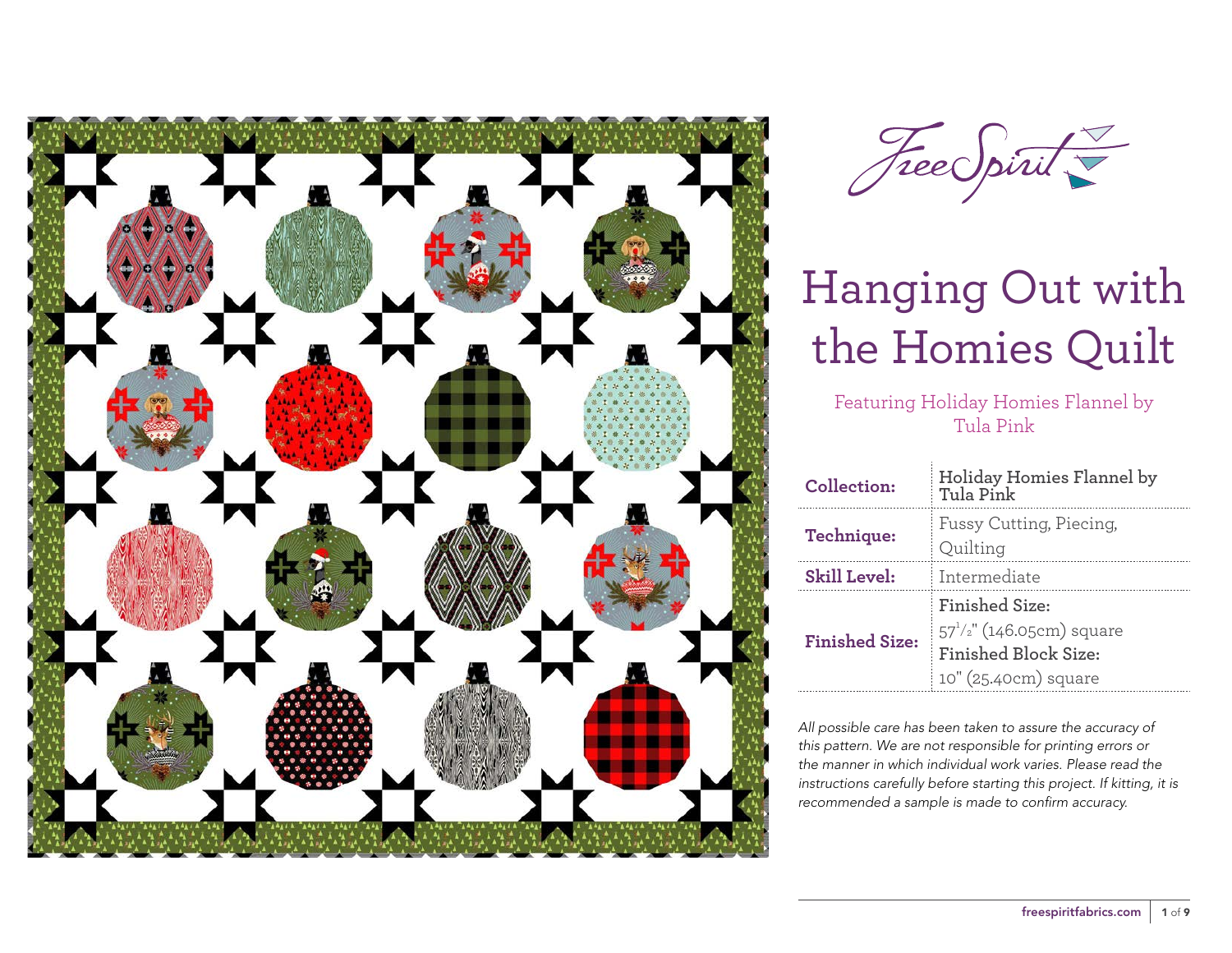FreeSpirit

# Hanging Out with the Homies Quilt

Featuring Holiday Homies Flannel by Tula Pink

| | |
|---|---|
| **Collection:** | **Holiday Homies Flannel by Tula Pink** |
| **Technique:** | Fussy Cutting, Piecing, Quilting |
| **Skill Level:** | Intermediate |
| **Finished Size:** | **Finished Size:** $57^{1}/_{2}$" (146.05cm) square<br>**Finished Block Size:** 10" (25.40cm) square |

*All possible care has been taken to assure the accuracy of this pattern. We are not responsible for printing errors or the manner in which individual work varies. Please read the instructions carefully before starting this project. If kitting, it is recommended a sample is made to confirm accuracy.*

freespiritfabrics.com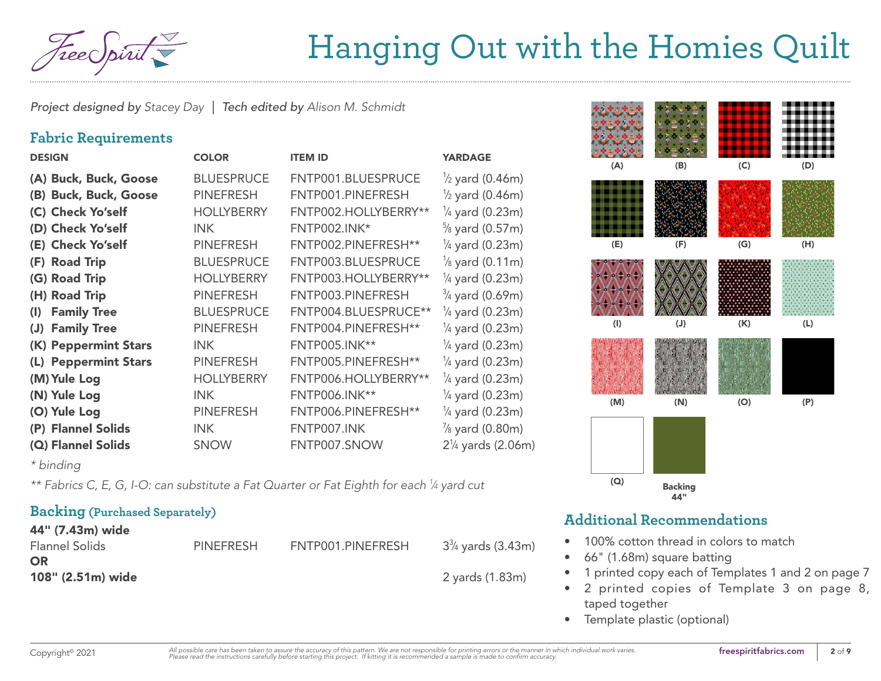# Hanging Out with the Homies Quilt

*Project designed by* Stacey Day | *Tech edited by* Alison M. Schmidt

## Fabric Requirements

| DESIGN | COLOR | ITEM ID | YARDAGE |
|---|---|---|---|
| **(A) Buck, Buck, Goose** | BLUESPRUCE | FNTP001.BLUESPRUCE | ½ yard (0.46m) |
| **(B) Buck, Buck, Goose** | PINEFRESH | FNTP001.PINEFRESH | ½ yard (0.46m) |
| **(C) Check Yo'self** | HOLLYBERRY | FNTP002.HOLLYBERRY** | ¼ yard (0.23m) |
| **(D) Check Yo'self** | INK | FNTP002.INK* | ⅝ yard (0.57m) |
| **(E) Check Yo'self** | PINEFRESH | FNTP002.PINEFRESH** | ¼ yard (0.23m) |
| **(F) Road Trip** | BLUESPRUCE | FNTP003.BLUESPRUCE | ⅛ yard (0.11m) |
| **(G) Road Trip** | HOLLYBERRY | FNTP003.HOLLYBERRY** | ¼ yard (0.23m) |
| **(H) Road Trip** | PINEFRESH | FNTP003.PINEFRESH | ¾ yard (0.69m) |
| **(I) Family Tree** | BLUESPRUCE | FNTP004.BLUESPRUCE** | ¼ yard (0.23m) |
| **(J) Family Tree** | PINEFRESH | FNTP004.PINEFRESH** | ¼ yard (0.23m) |
| **(K) Peppermint Stars** | INK | FNTP005.INK** | ¼ yard (0.23m) |
| **(L) Peppermint Stars** | PINEFRESH | FNTP005.PINEFRESH** | ¼ yard (0.23m) |
| **(M) Yule Log** | HOLLYBERRY | FNTP006.HOLLYBERRY** | ¼ yard (0.23m) |
| **(N) Yule Log** | INK | FNTP006.INK** | ¼ yard (0.23m) |
| **(O) Yule Log** | PINEFRESH | FNTP006.PINEFRESH** | ¼ yard (0.23m) |
| **(P) Flannel Solids** | INK | FNTP007.INK | ⅞ yard (0.80m) |
| **(Q) Flannel Solids** | SNOW | FNTP007.SNOW | 2¼ yards (2.06m) |

*\* binding*

*\*\* Fabrics C, E, G, I-O: can substitute a Fat Quarter or Fat Eighth for each ¼ yard cut*

## Backing (Purchased Separately)

| | | | |
|---|---|---|---|
| **44" (7.43m) wide** | | | |
| Flannel Solids | PINEFRESH | FNTP001.PINEFRESH | 3¾ yards (3.43m) |
| **OR** | | | |
| **108" (2.51m) wide** | | | 2 yards (1.83m) |

(A) (B) (C) (D) (E) (F) (G) (H) (I) (J) (K) (L) (M) (N) (O) (P) (Q) Backing 44"

## Additional Recommendations

- 100% cotton thread in colors to match
- 66" (1.68m) square batting
- 1 printed copy each of Templates 1 and 2 on page 7
- 2 printed copies of Template 3 on page 8, taped together
- Template plastic (optional)

Copyright© 2021

All possible care has been taken to assure the accuracy of this pattern. We are not responsible for printing errors or the manner in which individual work varies. Please read the instructions carefully before starting this project. If kitting it is recommended a sample is made to confirm accuracy.

freespiritfabrics.com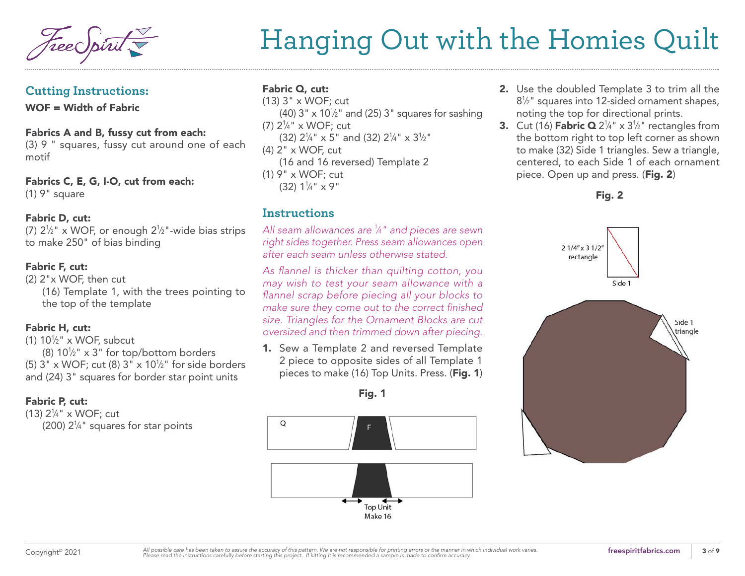# Hanging Out with the Homies Quilt

## Cutting Instructions:

**WOF = Width of Fabric**

**Fabrics A and B, fussy cut from each:**
(3) 9 " squares, fussy cut around one of each motif

**Fabrics C, E, G, I-O, cut from each:**
(1) 9" square

**Fabric D, cut:**
(7) 2½" x WOF, or enough 2½"-wide bias strips to make 250" of bias binding

**Fabric F, cut:**
(2) 2"x WOF, then cut
(16) Template 1, with the trees pointing to the top of the template

**Fabric H, cut:**
(1) 10½" x WOF, subcut
(8) 10½" x 3" for top/bottom borders
(5) 3" x WOF; cut (8) 3" x 10½" for side borders and (24) 3" squares for border star point units

**Fabric P, cut:**
(13) 2¼" x WOF; cut
(200) 2¼" squares for star points

**Fabric Q, cut:**
(13) 3" x WOF; cut
(40) 3" x 10½" and (25) 3" squares for sashing
(7) 2¼" x WOF; cut
(32) 2¼" x 5" and (32) 2¼" x 3½"
(4) 2" x WOF, cut
(16 and 16 reversed) Template 2
(1) 9" x WOF; cut
(32) 1¼" x 9"

## Instructions

*All seam allowances are ¼" and pieces are sewn right sides together. Press seam allowances open after each seam unless otherwise stated.*

*As flannel is thicker than quilting cotton, you may wish to test your seam allowance with a flannel scrap before piecing all your blocks to make sure they come out to the correct finished size. Triangles for the Ornament Blocks are cut oversized and then trimmed down after piecing.*

1. Sew a Template 2 and reversed Template 2 piece to opposite sides of all Template 1 pieces to make (16) Top Units. Press. (**Fig. 1**)

**Fig. 1**

Q F

Top Unit
Make 16

2. Use the doubled Template 3 to trim all the 8½" squares into 12-sided ornament shapes, noting the top for directional prints.
3. Cut (16) **Fabric Q** 2¼" x 3½" rectangles from the bottom right to top left corner as shown to make (32) Side 1 triangles. Sew a triangle, centered, to each Side 1 of each ornament piece. Open up and press. (**Fig. 2**)

**Fig. 2**

2 1/4" x 3 1/2" rectangle

Side 1

Side 1 triangle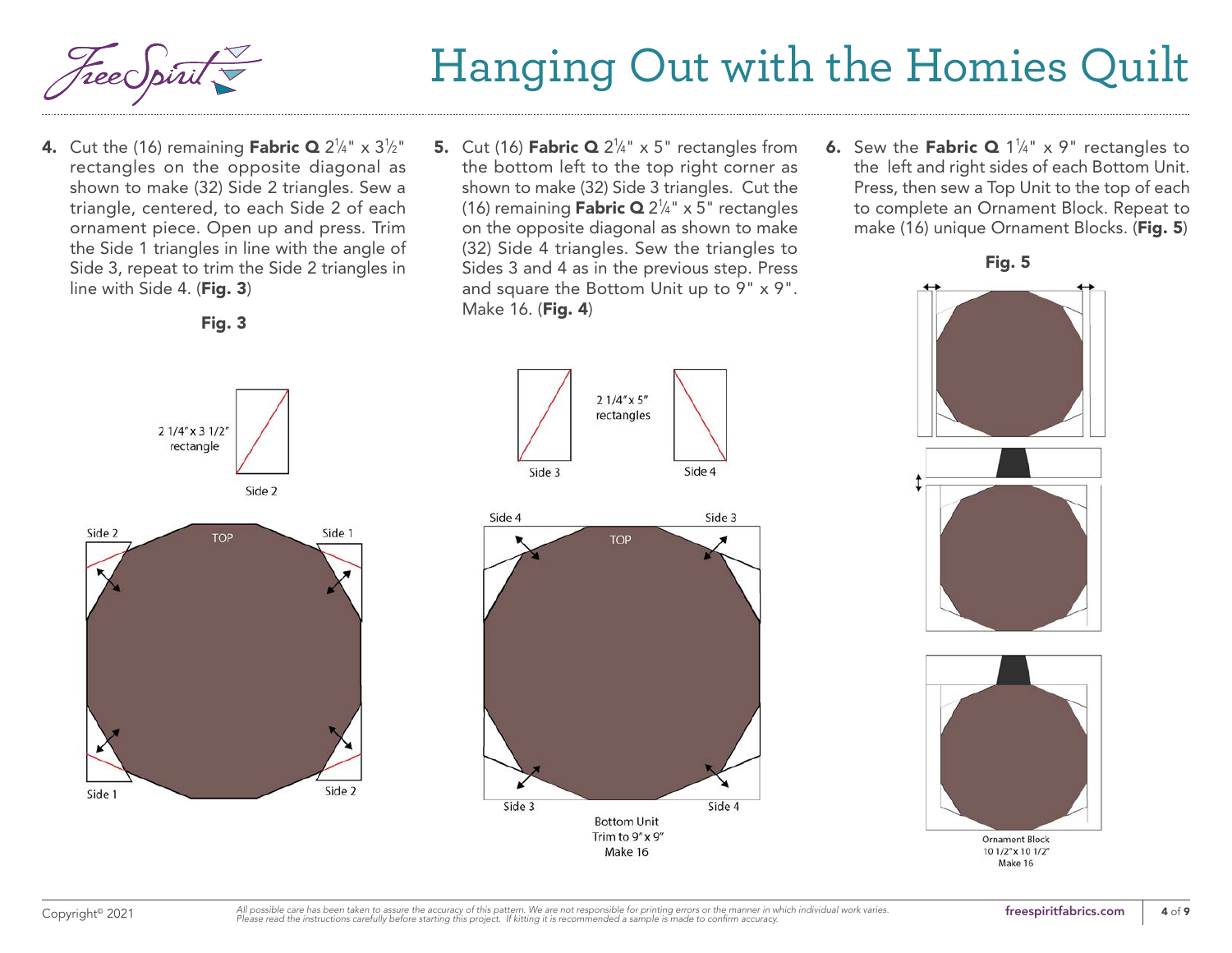4. Cut the (16) remaining **Fabric Q** 2¼" x 3½" rectangles on the opposite diagonal as shown to make (32) Side 2 triangles. Sew a triangle, centered, to each Side 2 of each ornament piece. Open up and press. Trim the Side 1 triangles in line with the angle of Side 3, repeat to trim the Side 2 triangles in line with Side 4. (**Fig. 3**)

**Fig. 3**

2 1/4" x 3 1/2" rectangle

Side 2

Side 2 | TOP | Side 1

Side 1 | Side 2

5. Cut (16) **Fabric Q** 2¼" x 5" rectangles from the bottom left to the top right corner as shown to make (32) Side 3 triangles. Cut the (16) remaining **Fabric Q** 2¼" x 5" rectangles on the opposite diagonal as shown to make (32) Side 4 triangles. Sew the triangles to Sides 3 and 4 as in the previous step. Press and square the Bottom Unit up to 9" x 9". Make 16. (**Fig. 4**)

2 1/4" x 5" rectangles

Side 3 | Side 4

Side 4 | TOP | Side 3

Side 3 | Side 4

Bottom Unit
Trim to 9" x 9"
Make 16

6. Sew the **Fabric Q** 1¼" x 9" rectangles to the left and right sides of each Bottom Unit. Press, then sew a Top Unit to the top of each to complete an Ornament Block. Repeat to make (16) unique Ornament Blocks. (**Fig. 5**)

**Fig. 5**

Ornament Block
10 1/2" x 10 1/2"
Make 16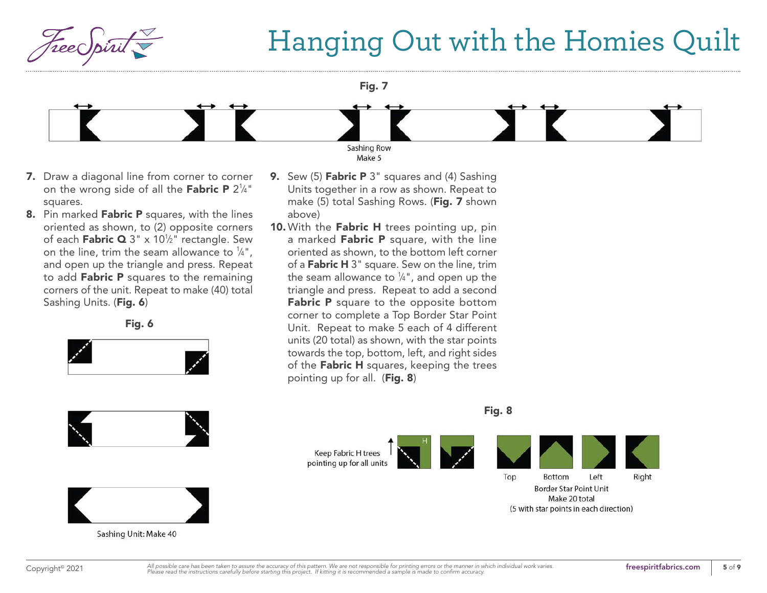Fig. 7

Sashing Row
Make 5

**7.** Draw a diagonal line from corner to corner on the wrong side of all the **Fabric P** 2¼" squares.

**8.** Pin marked **Fabric P** squares, with the lines oriented as shown, to (2) opposite corners of each **Fabric Q** 3" x 10½" rectangle. Sew on the line, trim the seam allowance to ¼", and open up the triangle and press. Repeat to add **Fabric P** squares to the remaining corners of the unit. Repeat to make (40) total Sashing Units. (**Fig. 6**)

Fig. 6

Sashing Unit: Make 40

**9.** Sew (5) **Fabric P** 3" squares and (4) Sashing Units together in a row as shown. Repeat to make (5) total Sashing Rows. (**Fig. 7** shown above)

**10.** With the **Fabric H** trees pointing up, pin a marked **Fabric P** square, with the line oriented as shown, to the bottom left corner of a **Fabric H** 3" square. Sew on the line, trim the seam allowance to ¼", and open up the triangle and press. Repeat to add a second **Fabric P** square to the opposite bottom corner to complete a Top Border Star Point Unit. Repeat to make 5 each of 4 different units (20 total) as shown, with the star points towards the top, bottom, left, and right sides of the **Fabric H** squares, keeping the trees pointing up for all. (**Fig. 8**)

Fig. 8

Keep Fabric H trees pointing up for all units

H

Top | Bottom | Left | Right

Border Star Point Unit
Make 20 total
(5 with star points in each direction)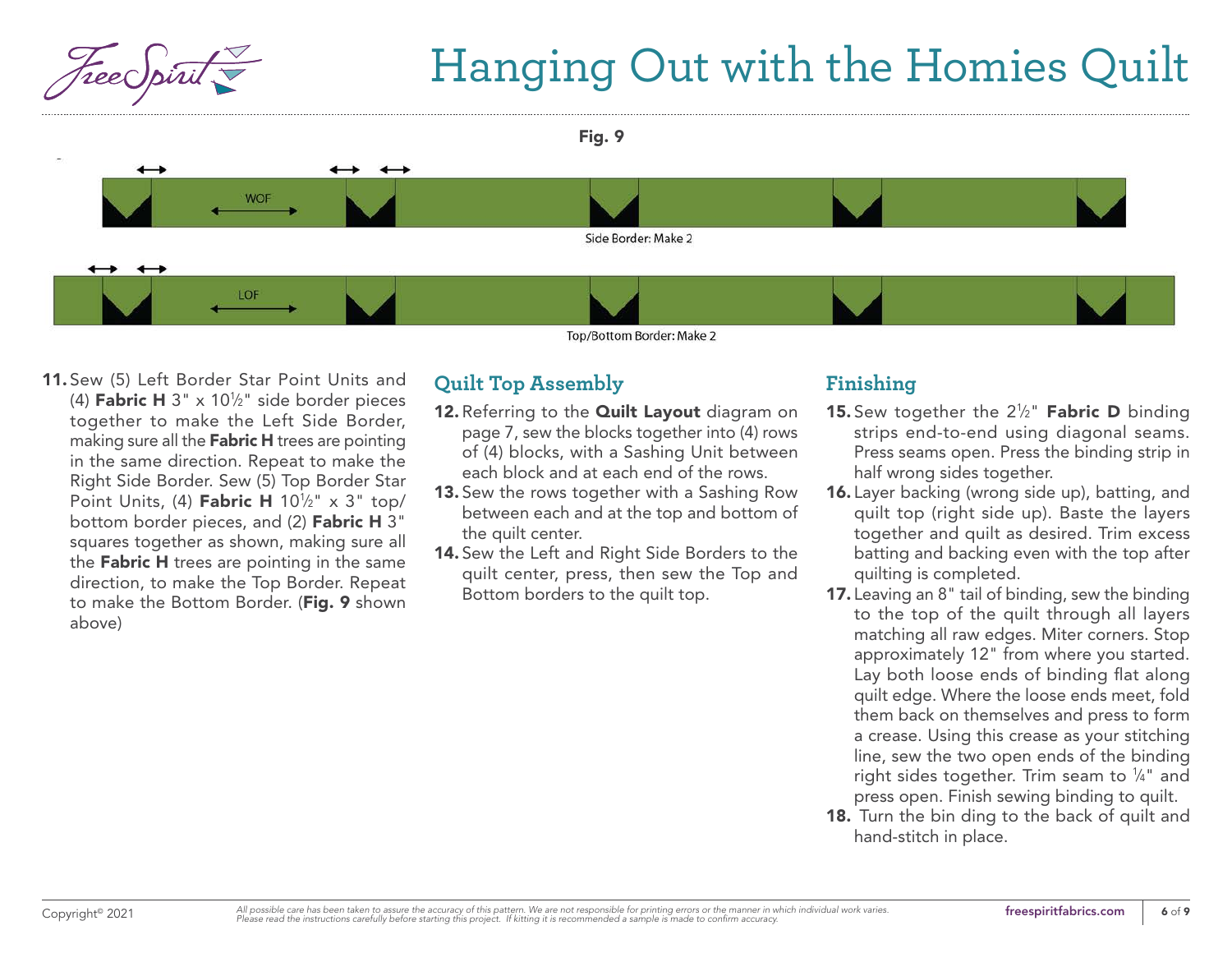# Hanging Out with the Homies Quilt

**Fig. 9**

WOF

Side Border: Make 2

LOF

Top/Bottom Border: Make 2

11. Sew (5) Left Border Star Point Units and (4) **Fabric H** 3" x 10½" side border pieces together to make the Left Side Border, making sure all the **Fabric H** trees are pointing in the same direction. Repeat to make the Right Side Border. Sew (5) Top Border Star Point Units, (4) **Fabric H** 10½" x 3" top/bottom border pieces, and (2) **Fabric H** 3" squares together as shown, making sure all the **Fabric H** trees are pointing in the same direction, to make the Top Border. Repeat to make the Bottom Border. (**Fig. 9** shown above)

## Quilt Top Assembly

12. Referring to the **Quilt Layout** diagram on page 7, sew the blocks together into (4) rows of (4) blocks, with a Sashing Unit between each block and at each end of the rows.
13. Sew the rows together with a Sashing Row between each and at the top and bottom of the quilt center.
14. Sew the Left and Right Side Borders to the quilt center, press, then sew the Top and Bottom borders to the quilt top.

## Finishing

15. Sew together the 2½" **Fabric D** binding strips end-to-end using diagonal seams. Press seams open. Press the binding strip in half wrong sides together.
16. Layer backing (wrong side up), batting, and quilt top (right side up). Baste the layers together and quilt as desired. Trim excess batting and backing even with the top after quilting is completed.
17. Leaving an 8" tail of binding, sew the binding to the top of the quilt through all layers matching all raw edges. Miter corners. Stop approximately 12" from where you started. Lay both loose ends of binding flat along quilt edge. Where the loose ends meet, fold them back on themselves and press to form a crease. Using this crease as your stitching line, sew the two open ends of the binding right sides together. Trim seam to ¼" and press open. Finish sewing binding to quilt.
18. Turn the bin ding to the back of quilt and hand-stitch in place.

Copyright© 2021

*All possible care has been taken to assure the accuracy of this pattern. We are not responsible for printing errors or the manner in which individual work varies. Please read the instructions carefully before starting this project. If kitting it is recommended a sample is made to confirm accuracy.*

freespiritfabrics.com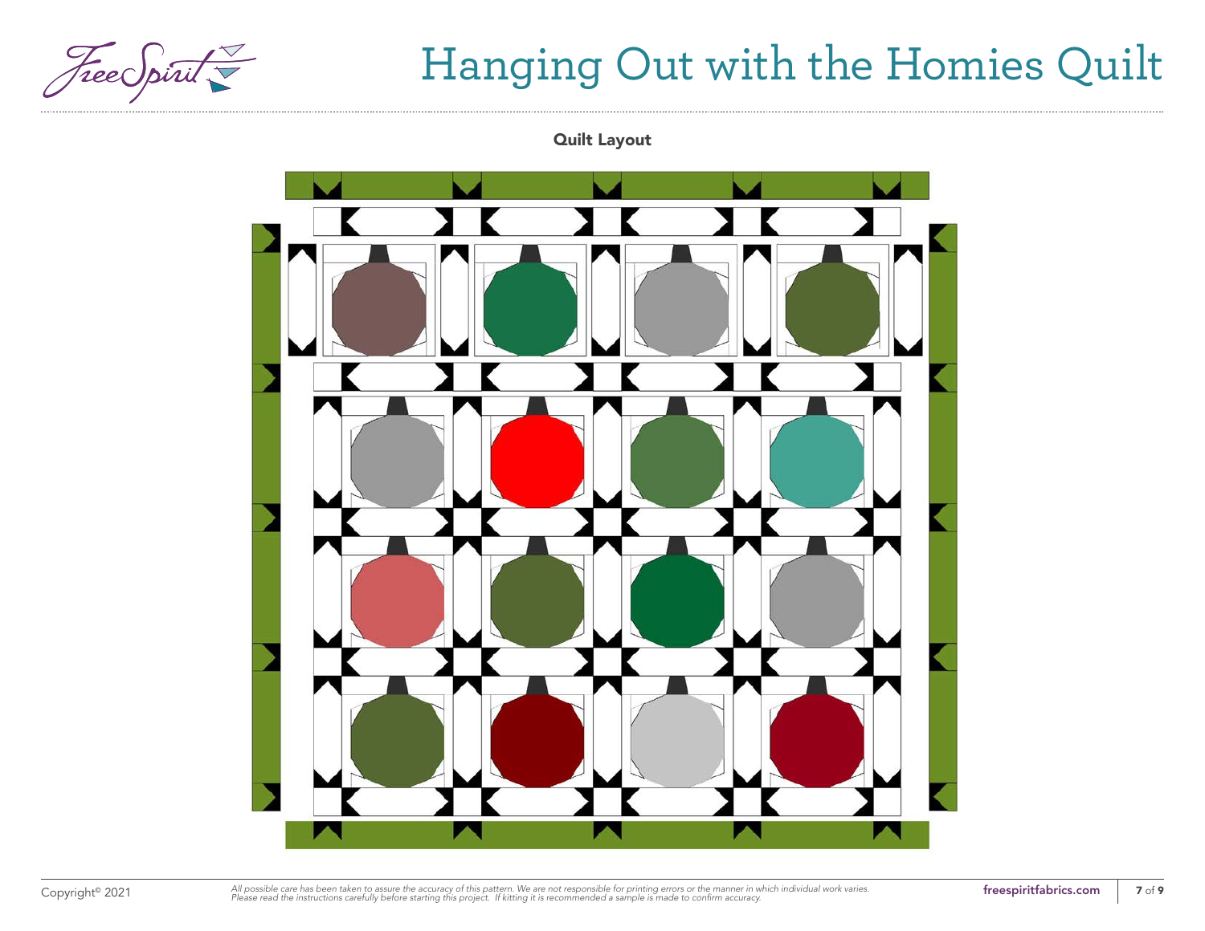**Quilt Layout**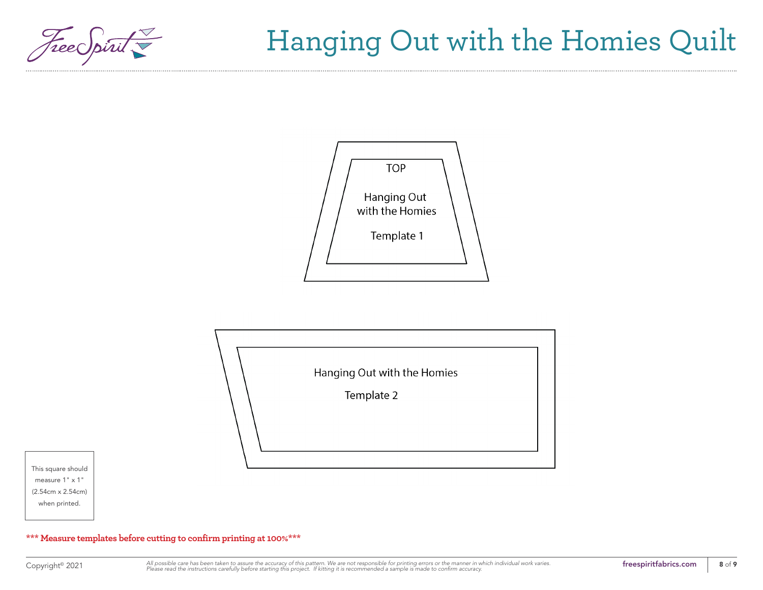TOP

Hanging Out
with the Homies

Template 1

Hanging Out with the Homies

Template 2

This square should measure 1" x 1" (2.54cm x 2.54cm) when printed.

**\*\*\* Measure templates before cutting to confirm printing at 100%\*\*\***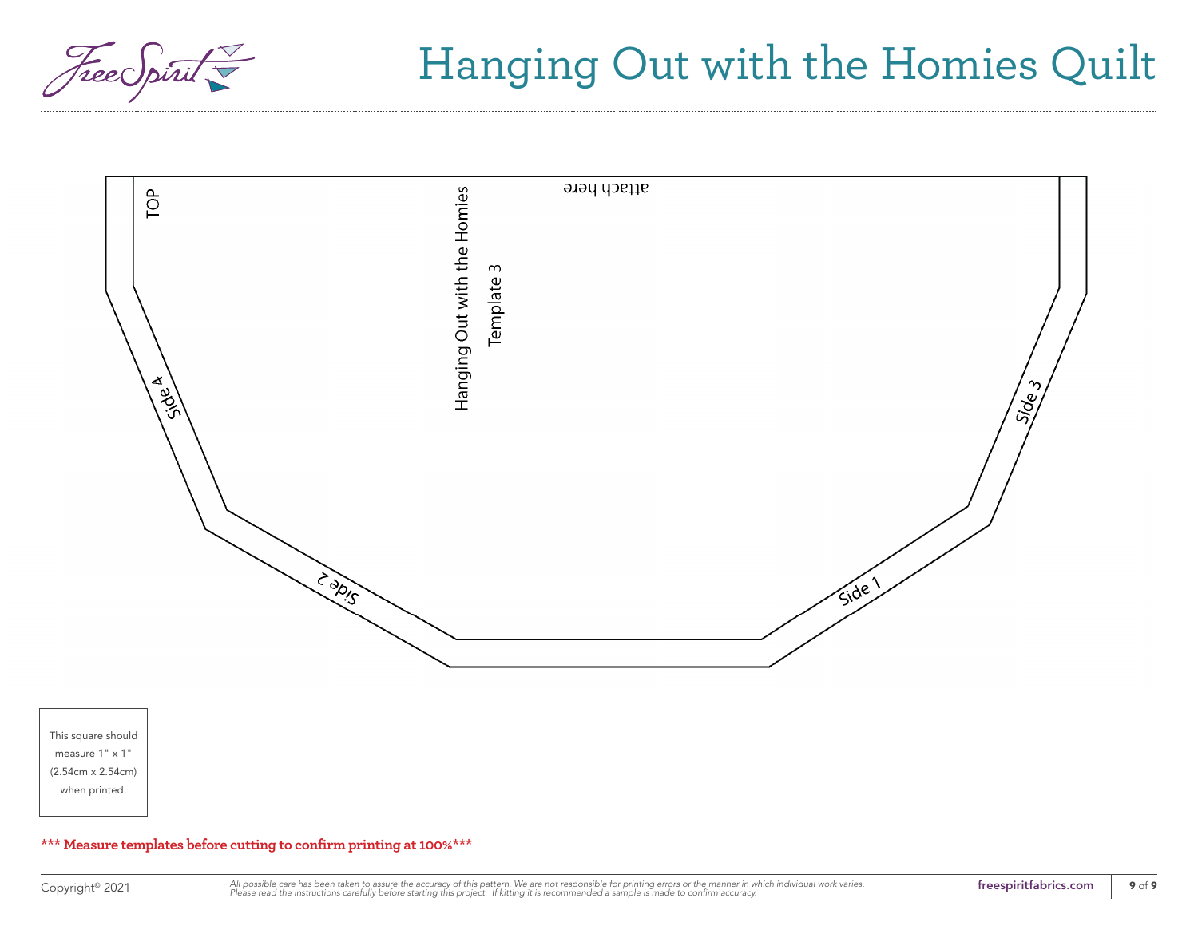TOP

Hanging Out with the Homies

Template 3

attach here

Side 4

Side 3

Side 2

Side 1

This square should measure 1" x 1" (2.54cm x 2.54cm) when printed.

**\*\*\* Measure templates before cutting to confirm printing at 100%\*\*\***

Copyright© 2021

*All possible care has been taken to assure the accuracy of this pattern. We are not responsible for printing errors or the manner in which individual work varies. Please read the instructions carefully before starting this project. If kitting it is recommended a sample is made to confirm accuracy.*

**freespiritfabrics.com**